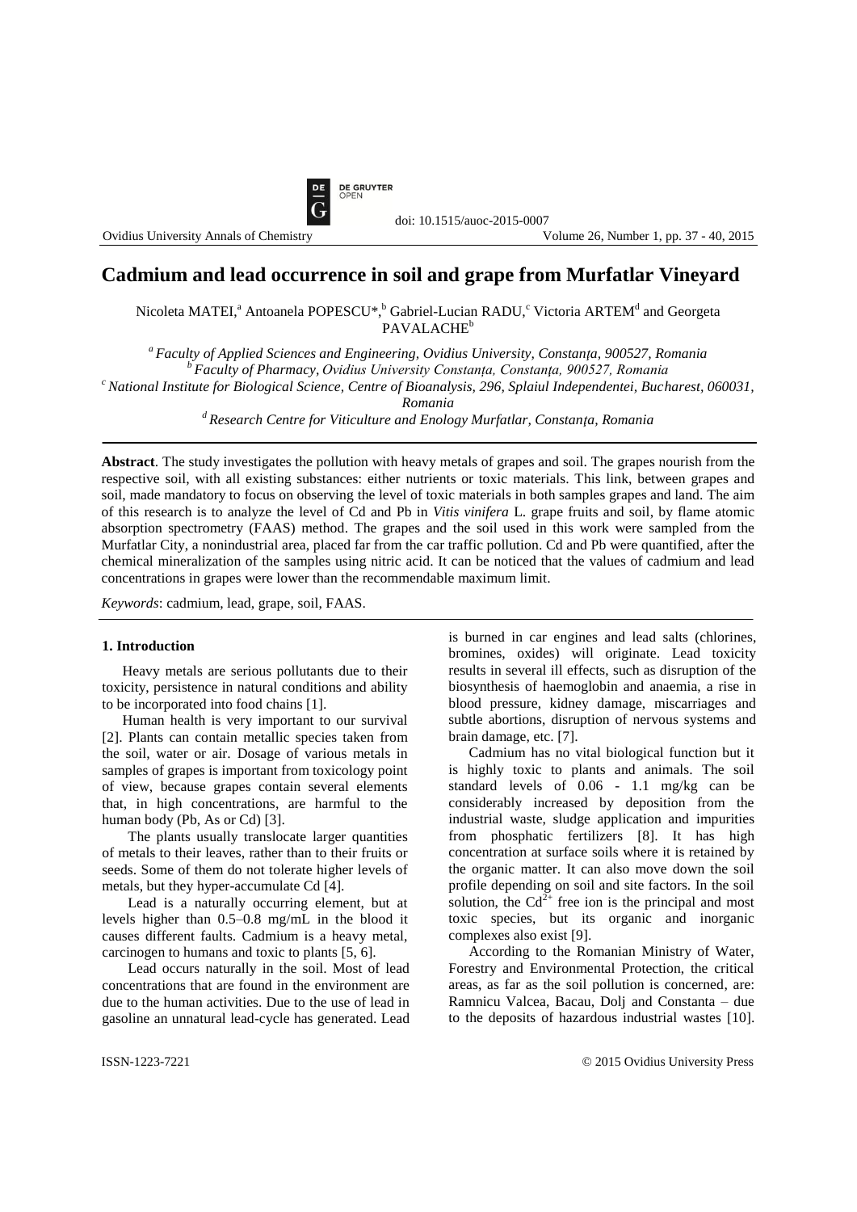# Cadmium and lead occurrence in soil and grape from Murfatlar Vineyard

Nicoleta MATEI,[a] Antoanela POPESCU*,[b] Gabriel-Lucian RADU,[c] Victoria ARTEM[d] and Georgeta PAVALACHE[b]

[a] *Faculty of Applied Sciences and Engineering, Ovidius University, Constanţa, 900527, Romania*
[b] *Faculty of Pharmacy, Ovidius University Constanţa, Constanţa, 900527, Romania*
[c] *National Institute for Biological Science, Centre of Bioanalysis, 296, Splaiul Independentei, Bucharest, 060031, Romania*
[d] *Research Centre for Viticulture and Enology Murfatlar, Constanţa, Romania*

**Abstract**. The study investigates the pollution with heavy metals of grapes and soil. The grapes nourish from the respective soil, with all existing substances: either nutrients or toxic materials. This link, between grapes and soil, made mandatory to focus on observing the level of toxic materials in both samples grapes and land. The aim of this research is to analyze the level of Cd and Pb in *Vitis vinifera* L. grape fruits and soil, by flame atomic absorption spectrometry (FAAS) method. The grapes and the soil used in this work were sampled from the Murfatlar City, a nonindustrial area, placed far from the car traffic pollution. Cd and Pb were quantified, after the chemical mineralization of the samples using nitric acid. It can be noticed that the values of cadmium and lead concentrations in grapes were lower than the recommendable maximum limit.

*Keywords*: cadmium, lead, grape, soil, FAAS.

## 1. Introduction

Heavy metals are serious pollutants due to their toxicity, persistence in natural conditions and ability to be incorporated into food chains [1].

Human health is very important to our survival [2]. Plants can contain metallic species taken from the soil, water or air. Dosage of various metals in samples of grapes is important from toxicology point of view, because grapes contain several elements that, in high concentrations, are harmful to the human body (Pb, As or Cd) [3].

The plants usually translocate larger quantities of metals to their leaves, rather than to their fruits or seeds. Some of them do not tolerate higher levels of metals, but they hyper-accumulate Cd [4].

Lead is a naturally occurring element, but at levels higher than 0.5–0.8 mg/mL in the blood it causes different faults. Cadmium is a heavy metal, carcinogen to humans and toxic to plants [5, 6].

Lead occurs naturally in the soil. Most of lead concentrations that are found in the environment are due to the human activities. Due to the use of lead in gasoline an unnatural lead-cycle has generated. Lead is burned in car engines and lead salts (chlorines, bromines, oxides) will originate. Lead toxicity results in several ill effects, such as disruption of the biosynthesis of haemoglobin and anaemia, a rise in blood pressure, kidney damage, miscarriages and subtle abortions, disruption of nervous systems and brain damage, etc. [7].

Cadmium has no vital biological function but it is highly toxic to plants and animals. The soil standard levels of 0.06 - 1.1 mg/kg can be considerably increased by deposition from the industrial waste, sludge application and impurities from phosphatic fertilizers [8]. It has high concentration at surface soils where it is retained by the organic matter. It can also move down the soil profile depending on soil and site factors. In the soil solution, the $Cd^{2+}$ free ion is the principal and most toxic species, but its organic and inorganic complexes also exist [9].

According to the Romanian Ministry of Water, Forestry and Environmental Protection, the critical areas, as far as the soil pollution is concerned, are: Ramnicu Valcea, Bacau, Dolj and Constanta – due to the deposits of hazardous industrial wastes [10].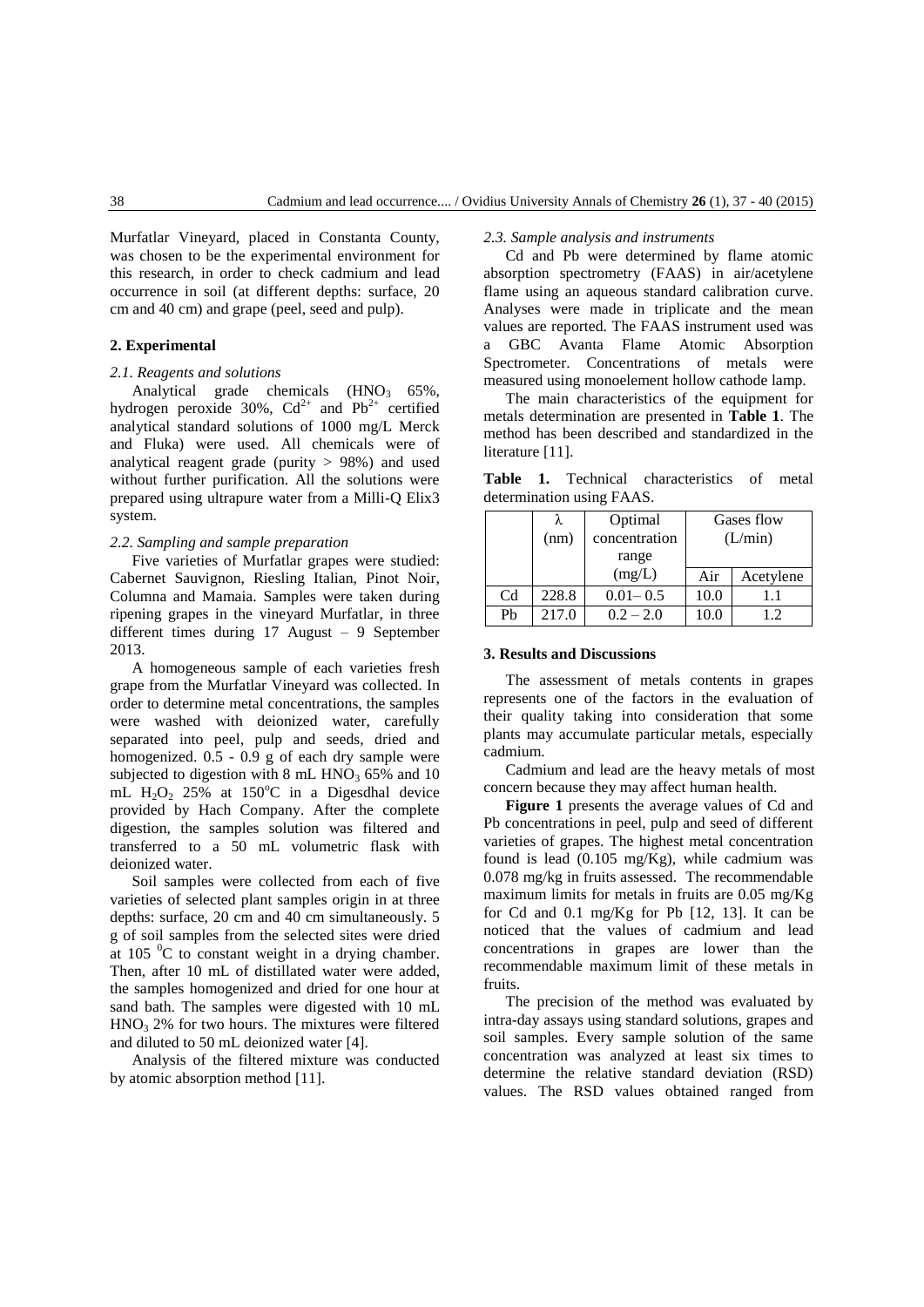Murfatlar Vineyard, placed in Constanta County, was chosen to be the experimental environment for this research, in order to check cadmium and lead occurrence in soil (at different depths: surface, 20 cm and 40 cm) and grape (peel, seed and pulp).

## 2. Experimental

### *2.1. Reagents and solutions*

Analytical grade chemicals ($HNO_3$ 65%, hydrogen peroxide 30%, $Cd^{2+}$ and $Pb^{2+}$ certified analytical standard solutions of 1000 mg/L Merck and Fluka) were used. All chemicals were of analytical reagent grade (purity > 98%) and used without further purification. All the solutions were prepared using ultrapure water from a Milli-Q Elix3 system.

### *2.2. Sampling and sample preparation*

Five varieties of Murfatlar grapes were studied: Cabernet Sauvignon, Riesling Italian, Pinot Noir, Columna and Mamaia. Samples were taken during ripening grapes in the vineyard Murfatlar, in three different times during 17 August – 9 September 2013.

A homogeneous sample of each varieties fresh grape from the Murfatlar Vineyard was collected. In order to determine metal concentrations, the samples were washed with deionized water, carefully separated into peel, pulp and seeds, dried and homogenized. 0.5 - 0.9 g of each dry sample were subjected to digestion with 8 mL $HNO_3$ 65% and 10 mL $H_2O_2$ 25% at 150°C in a Digesdhal device provided by Hach Company. After the complete digestion, the samples solution was filtered and transferred to a 50 mL volumetric flask with deionized water.

Soil samples were collected from each of five varieties of selected plant samples origin in at three depths: surface, 20 cm and 40 cm simultaneously. 5 g of soil samples from the selected sites were dried at 105 °C to constant weight in a drying chamber. Then, after 10 mL of distillated water were added, the samples homogenized and dried for one hour at sand bath. The samples were digested with 10 mL $HNO_3$ 2% for two hours. The mixtures were filtered and diluted to 50 mL deionized water [4].

Analysis of the filtered mixture was conducted by atomic absorption method [11].

### *2.3. Sample analysis and instruments*

Cd and Pb were determined by flame atomic absorption spectrometry (FAAS) in air/acetylene flame using an aqueous standard calibration curve. Analyses were made in triplicate and the mean values are reported. The FAAS instrument used was a GBC Avanta Flame Atomic Absorption Spectrometer. Concentrations of metals were measured using monoelement hollow cathode lamp.

The main characteristics of the equipment for metals determination are presented in **Table 1**. The method has been described and standardized in the literature [11].

**Table 1.** Technical characteristics of metal determination using FAAS.

| | λ (nm) | Optimal concentration range (mg/L) | Gases flow (L/min) | |
|---|---|---|---|---|
| | | | Air | Acetylene |
| Cd | 228.8 | 0.01– 0.5 | 10.0 | 1.1 |
| Pb | 217.0 | 0.2 – 2.0 | 10.0 | 1.2 |

## 3. Results and Discussions

The assessment of metals contents in grapes represents one of the factors in the evaluation of their quality taking into consideration that some plants may accumulate particular metals, especially cadmium.

Cadmium and lead are the heavy metals of most concern because they may affect human health.

**Figure 1** presents the average values of Cd and Pb concentrations in peel, pulp and seed of different varieties of grapes. The highest metal concentration found is lead (0.105 mg/Kg), while cadmium was 0.078 mg/kg in fruits assessed. The recommendable maximum limits for metals in fruits are 0.05 mg/Kg for Cd and 0.1 mg/Kg for Pb [12, 13]. It can be noticed that the values of cadmium and lead concentrations in grapes are lower than the recommendable maximum limit of these metals in fruits.

The precision of the method was evaluated by intra-day assays using standard solutions, grapes and soil samples. Every sample solution of the same concentration was analyzed at least six times to determine the relative standard deviation (RSD) values. The RSD values obtained ranged from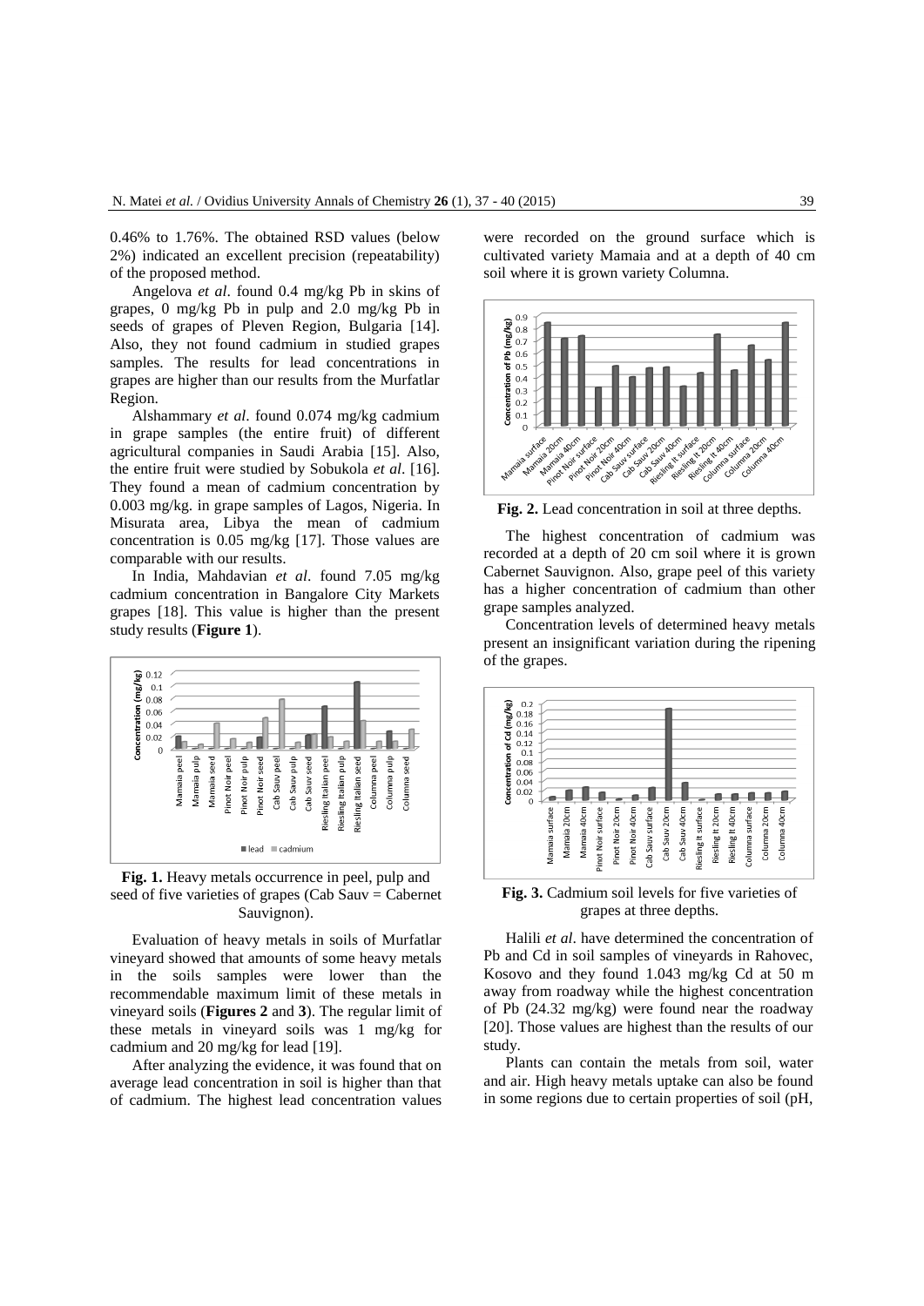0.46% to 1.76%. The obtained RSD values (below 2%) indicated an excellent precision (repeatability) of the proposed method.

Angelova *et al*. found 0.4 mg/kg Pb in skins of grapes, 0 mg/kg Pb in pulp and 2.0 mg/kg Pb in seeds of grapes of Pleven Region, Bulgaria [14]. Also, they not found cadmium in studied grapes samples. The results for lead concentrations in grapes are higher than our results from the Murfatlar Region.

Alshammary *et al*. found 0.074 mg/kg cadmium in grape samples (the entire fruit) of different agricultural companies in Saudi Arabia [15]. Also, the entire fruit were studied by Sobukola *et al*. [16]. They found a mean of cadmium concentration by 0.003 mg/kg. in grape samples of Lagos, Nigeria. In Misurata area, Libya the mean of cadmium concentration is 0.05 mg/kg [17]. Those values are comparable with our results.

In India, Mahdavian *et al*. found 7.05 mg/kg cadmium concentration in Bangalore City Markets grapes [18]. This value is higher than the present study results (**Figure 1**).

**Fig. 1.** Heavy metals occurrence in peel, pulp and seed of five varieties of grapes (Cab Sauv = Cabernet Sauvignon).

Evaluation of heavy metals in soils of Murfatlar vineyard showed that amounts of some heavy metals in the soils samples were lower than the recommendable maximum limit of these metals in vineyard soils (**Figures 2** and **3**). The regular limit of these metals in vineyard soils was 1 mg/kg for cadmium and 20 mg/kg for lead [19].

After analyzing the evidence, it was found that on average lead concentration in soil is higher than that of cadmium. The highest lead concentration values were recorded on the ground surface which is cultivated variety Mamaia and at a depth of 40 cm soil where it is grown variety Columna.

**Fig. 2.** Lead concentration in soil at three depths.

The highest concentration of cadmium was recorded at a depth of 20 cm soil where it is grown Cabernet Sauvignon. Also, grape peel of this variety has a higher concentration of cadmium than other grape samples analyzed.

Concentration levels of determined heavy metals present an insignificant variation during the ripening of the grapes.

**Fig. 3.** Cadmium soil levels for five varieties of grapes at three depths.

Halili *et al*. have determined the concentration of Pb and Cd in soil samples of vineyards in Rahovec, Kosovo and they found 1.043 mg/kg Cd at 50 m away from roadway while the highest concentration of Pb (24.32 mg/kg) were found near the roadway [20]. Those values are highest than the results of our study.

Plants can contain the metals from soil, water and air. High heavy metals uptake can also be found in some regions due to certain properties of soil (pH,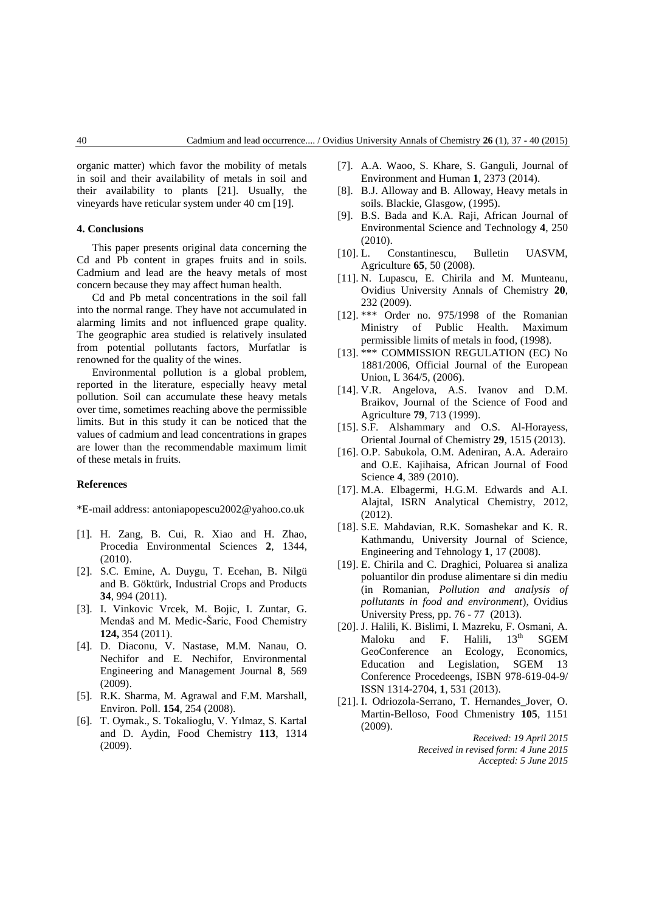organic matter) which favor the mobility of metals in soil and their availability of metals in soil and their availability to plants [21]. Usually, the vineyards have reticular system under 40 cm [19].

### 4. Conclusions

This paper presents original data concerning the Cd and Pb content in grapes fruits and in soils. Cadmium and lead are the heavy metals of most concern because they may affect human health.

Cd and Pb metal concentrations in the soil fall into the normal range. They have not accumulated in alarming limits and not influenced grape quality. The geographic area studied is relatively insulated from potential pollutants factors, Murfatlar is renowned for the quality of the wines.

Environmental pollution is a global problem, reported in the literature, especially heavy metal pollution. Soil can accumulate these heavy metals over time, sometimes reaching above the permissible limits. But in this study it can be noticed that the values of cadmium and lead concentrations in grapes are lower than the recommendable maximum limit of these metals in fruits.

### References

*E-mail address: antoniapopescu2002@yahoo.co.uk

[1]. H. Zang, B. Cui, R. Xiao and H. Zhao, Procedia Environmental Sciences **2**, 1344, (2010).

[2]. S.C. Emine, A. Duygu, T. Ecehan, B. Nilgü and B. Göktürk, Industrial Crops and Products **34**, 994 (2011).

[3]. I. Vinkovic Vrcek, M. Bojic, I. Zuntar, G. Mendaš and M. Medic-Šaric, Food Chemistry **124,** 354 (2011).

[4]. D. Diaconu, V. Nastase, M.M. Nanau, O. Nechifor and E. Nechifor, Environmental Engineering and Management Journal **8**, 569 (2009).

[5]. R.K. Sharma, M. Agrawal and F.M. Marshall, Environ. Poll. **154**, 254 (2008).

[6]. T. Oymak., S. Tokalioglu, V. Yılmaz, S. Kartal and D. Aydin, Food Chemistry **113**, 1314 (2009).

[7]. A.A. Waoo, S. Khare, S. Ganguli, Journal of Environment and Human **1**, 2373 (2014).

[8]. B.J. Alloway and B. Alloway, Heavy metals in soils. Blackie, Glasgow, (1995).

[9]. B.S. Bada and K.A. Raji, African Journal of Environmental Science and Technology **4**, 250 (2010).

[10]. L. Constantinescu, Bulletin UASVM, Agriculture **65**, 50 (2008).

[11]. N. Lupascu, E. Chirila and M. Munteanu, Ovidius University Annals of Chemistry **20**, 232 (2009).

[12]. *** Order no. 975/1998 of the Romanian Ministry of Public Health. Maximum permissible limits of metals in food, (1998).

[13]. *** COMMISSION REGULATION (EC) No 1881/2006, Official Journal of the European Union, L 364/5, (2006).

[14]. V.R. Angelova, A.S. Ivanov and D.M. Braikov, Journal of the Science of Food and Agriculture **79**, 713 (1999).

[15]. S.F. Alshammary and O.S. Al-Horayess, Oriental Journal of Chemistry **29**, 1515 (2013).

[16]. O.P. Sabukola, O.M. Adeniran, A.A. Aderairo and O.E. Kajihaisa, African Journal of Food Science **4**, 389 (2010).

[17]. M.A. Elbagermi, H.G.M. Edwards and A.I. Alajtal, ISRN Analytical Chemistry, 2012, (2012).

[18]. S.E. Mahdavian, R.K. Somashekar and K. R. Kathmandu, University Journal of Science, Engineering and Tehnology **1**, 17 (2008).

[19]. E. Chirila and C. Draghici, Poluarea si analiza poluantilor din produse alimentare si din mediu (in Romanian, *Pollution and analysis of pollutants in food and environment*), Ovidius University Press, pp. 76 - 77 (2013).

[20]. J. Halili, K. Bislimi, I. Mazreku, F. Osmani, A. Maloku and F. Halili, 13th SGEM GeoConference an Ecology, Economics, Education and Legislation, SGEM 13 Conference Procedeengs, ISBN 978-619-04-9/ ISSN 1314-2704, **1**, 531 (2013).

[21]. I. Odriozola-Serrano, T. Hernandes_Jover, O. Martin-Belloso, Food Chmenistry **105**, 1151 (2009).

*Received: 19 April 2015*
*Received in revised form: 4 June 2015*
*Accepted: 5 June 2015*